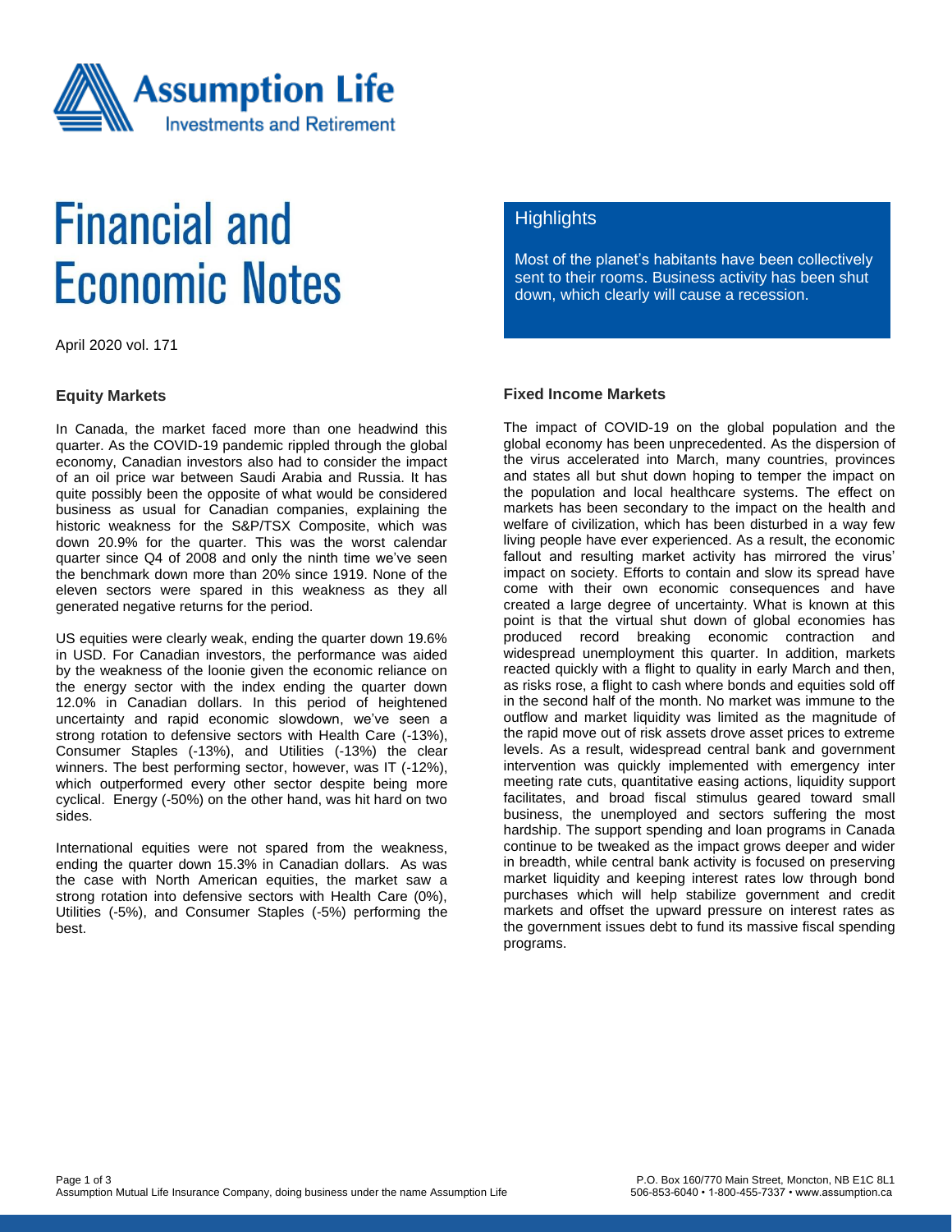# Financial and Economic Notes

April 2020 vol. 171

## Highlights

Most of the planet's habitants have been collectively sent to their rooms. Business activity has been shut down, which clearly will cause a recession.

### Equity Markets

In Canada, the market faced more than one headwind this quarter. As the COVID-19 pandemic rippled through the global economy, Canadian investors also had to consider the impact of an oil price war between Saudi Arabia and Russia. It has quite possibly been the opposite of what would be considered business as usual for Canadian companies, explaining the historic weakness for the S&P/TSX Composite, which was down 20.9% for the quarter. This was the worst calendar quarter since Q4 of 2008 and only the ninth time we've seen the benchmark down more than 20% since 1919. None of the eleven sectors were spared in this weakness as they all generated negative returns for the period.

US equities were clearly weak, ending the quarter down 19.6% in USD. For Canadian investors, the performance was aided by the weakness of the loonie given the economic reliance on the energy sector with the index ending the quarter down 12.0% in Canadian dollars. In this period of heightened uncertainty and rapid economic slowdown, we've seen a strong rotation to defensive sectors with Health Care (-13%), Consumer Staples (-13%), and Utilities (-13%) the clear winners. The best performing sector, however, was IT (-12%), which outperformed every other sector despite being more cyclical. Energy (-50%) on the other hand, was hit hard on two sides.

International equities were not spared from the weakness, ending the quarter down 15.3% in Canadian dollars. As was the case with North American equities, the market saw a strong rotation into defensive sectors with Health Care (0%), Utilities (-5%), and Consumer Staples (-5%) performing the best.

### Fixed Income Markets

The impact of COVID-19 on the global population and the global economy has been unprecedented. As the dispersion of the virus accelerated into March, many countries, provinces and states all but shut down hoping to temper the impact on the population and local healthcare systems. The effect on markets has been secondary to the impact on the health and welfare of civilization, which has been disturbed in a way few living people have ever experienced. As a result, the economic fallout and resulting market activity has mirrored the virus' impact on society. Efforts to contain and slow its spread have come with their own economic consequences and have created a large degree of uncertainty. What is known at this point is that the virtual shut down of global economies has produced record breaking economic contraction and widespread unemployment this quarter. In addition, markets reacted quickly with a flight to quality in early March and then, as risks rose, a flight to cash where bonds and equities sold off in the second half of the month. No market was immune to the outflow and market liquidity was limited as the magnitude of the rapid move out of risk assets drove asset prices to extreme levels. As a result, widespread central bank and government intervention was quickly implemented with emergency inter meeting rate cuts, quantitative easing actions, liquidity support facilitates, and broad fiscal stimulus geared toward small business, the unemployed and sectors suffering the most hardship. The support spending and loan programs in Canada continue to be tweaked as the impact grows deeper and wider in breadth, while central bank activity is focused on preserving market liquidity and keeping interest rates low through bond purchases which will help stabilize government and credit markets and offset the upward pressure on interest rates as the government issues debt to fund its massive fiscal spending programs.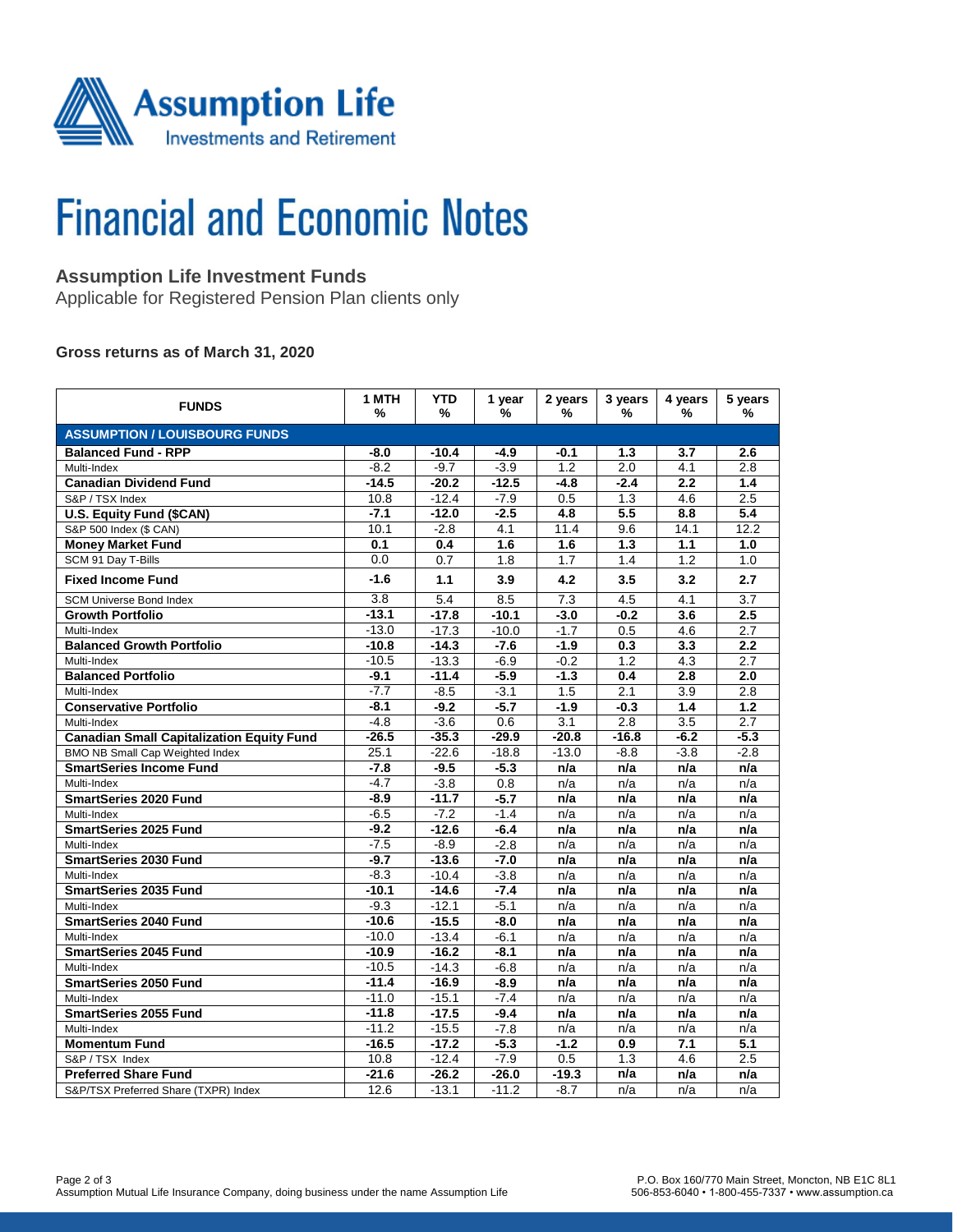Assumption Life
Investments and Retirement

# Financial and Economic Notes

## Assumption Life Investment Funds

Applicable for Registered Pension Plan clients only

### Gross returns as of March 31, 2020

| FUNDS | 1 MTH % | YTD % | 1 year % | 2 years % | 3 years % | 4 years % | 5 years % |
|---|---|---|---|---|---|---|---|
| **ASSUMPTION / LOUISBOURG FUNDS** | | | | | | | |
| **Balanced Fund - RPP** | **-8.0** | **-10.4** | **-4.9** | **-0.1** | **1.3** | **3.7** | **2.6** |
| Multi-Index | -8.2 | -9.7 | -3.9 | 1.2 | 2.0 | 4.1 | 2.8 |
| **Canadian Dividend Fund** | **-14.5** | **-20.2** | **-12.5** | **-4.8** | **-2.4** | **2.2** | **1.4** |
| S&P / TSX Index | 10.8 | -12.4 | -7.9 | 0.5 | 1.3 | 4.6 | 2.5 |
| **U.S. Equity Fund ($CAN)** | **-7.1** | **-12.0** | **-2.5** | **4.8** | **5.5** | **8.8** | **5.4** |
| S&P 500 Index ($ CAN) | 10.1 | -2.8 | 4.1 | 11.4 | 9.6 | 14.1 | 12.2 |
| **Money Market Fund** | **0.1** | **0.4** | **1.6** | **1.6** | **1.3** | **1.1** | **1.0** |
| SCM 91 Day T-Bills | 0.0 | 0.7 | 1.8 | 1.7 | 1.4 | 1.2 | 1.0 |
| **Fixed Income Fund** | **-1.6** | **1.1** | **3.9** | **4.2** | **3.5** | **3.2** | **2.7** |
| SCM Universe Bond Index | 3.8 | 5.4 | 8.5 | 7.3 | 4.5 | 4.1 | 3.7 |
| **Growth Portfolio** | **-13.1** | **-17.8** | **-10.1** | **-3.0** | **-0.2** | **3.6** | **2.5** |
| Multi-Index | -13.0 | -17.3 | -10.0 | -1.7 | 0.5 | 4.6 | 2.7 |
| **Balanced Growth Portfolio** | **-10.8** | **-14.3** | **-7.6** | **-1.9** | **0.3** | **3.3** | **2.2** |
| Multi-Index | -10.5 | -13.3 | -6.9 | -0.2 | 1.2 | 4.3 | 2.7 |
| **Balanced Portfolio** | **-9.1** | **-11.4** | **-5.9** | **-1.3** | **0.4** | **2.8** | **2.0** |
| Multi-Index | -7.7 | -8.5 | -3.1 | 1.5 | 2.1 | 3.9 | 2.8 |
| **Conservative Portfolio** | **-8.1** | **-9.2** | **-5.7** | **-1.9** | **-0.3** | **1.4** | **1.2** |
| Multi-Index | -4.8 | -3.6 | 0.6 | 3.1 | 2.8 | 3.5 | 2.7 |
| **Canadian Small Capitalization Equity Fund** | **-26.5** | **-35.3** | **-29.9** | **-20.8** | **-16.8** | **-6.2** | **-5.3** |
| BMO NB Small Cap Weighted Index | 25.1 | -22.6 | -18.8 | -13.0 | -8.8 | -3.8 | -2.8 |
| **SmartSeries Income Fund** | **-7.8** | **-9.5** | **-5.3** | **n/a** | **n/a** | **n/a** | **n/a** |
| Multi-Index | -4.7 | -3.8 | 0.8 | n/a | n/a | n/a | n/a |
| **SmartSeries 2020 Fund** | **-8.9** | **-11.7** | **-5.7** | **n/a** | **n/a** | **n/a** | **n/a** |
| Multi-Index | -6.5 | -7.2 | -1.4 | n/a | n/a | n/a | n/a |
| **SmartSeries 2025 Fund** | **-9.2** | **-12.6** | **-6.4** | **n/a** | **n/a** | **n/a** | **n/a** |
| Multi-Index | -7.5 | -8.9 | -2.8 | n/a | n/a | n/a | n/a |
| **SmartSeries 2030 Fund** | **-9.7** | **-13.6** | **-7.0** | **n/a** | **n/a** | **n/a** | **n/a** |
| Multi-Index | -8.3 | -10.4 | -3.8 | n/a | n/a | n/a | n/a |
| **SmartSeries 2035 Fund** | **-10.1** | **-14.6** | **-7.4** | **n/a** | **n/a** | **n/a** | **n/a** |
| Multi-Index | -9.3 | -12.1 | -5.1 | n/a | n/a | n/a | n/a |
| **SmartSeries 2040 Fund** | **-10.6** | **-15.5** | **-8.0** | **n/a** | **n/a** | **n/a** | **n/a** |
| Multi-Index | -10.0 | -13.4 | -6.1 | n/a | n/a | n/a | n/a |
| **SmartSeries 2045 Fund** | **-10.9** | **-16.2** | **-8.1** | **n/a** | **n/a** | **n/a** | **n/a** |
| Multi-Index | -10.5 | -14.3 | -6.8 | n/a | n/a | n/a | n/a |
| **SmartSeries 2050 Fund** | **-11.4** | **-16.9** | **-8.9** | **n/a** | **n/a** | **n/a** | **n/a** |
| Multi-Index | -11.0 | -15.1 | -7.4 | n/a | n/a | n/a | n/a |
| **SmartSeries 2055 Fund** | **-11.8** | **-17.5** | **-9.4** | **n/a** | **n/a** | **n/a** | **n/a** |
| Multi-Index | -11.2 | -15.5 | -7.8 | n/a | n/a | n/a | n/a |
| **Momentum Fund** | **-16.5** | **-17.2** | **-5.3** | **-1.2** | **0.9** | **7.1** | **5.1** |
| S&P / TSX Index | 10.8 | -12.4 | -7.9 | 0.5 | 1.3 | 4.6 | 2.5 |
| **Preferred Share Fund** | **-21.6** | **-26.2** | **-26.0** | **-19.3** | **n/a** | **n/a** | **n/a** |
| S&P/TSX Preferred Share (TXPR) Index | 12.6 | -13.1 | -11.2 | -8.7 | n/a | n/a | n/a |

Assumption Mutual Life Insurance Company, doing business under the name Assumption Life

P.O. Box 160/770 Main Street, Moncton, NB E1C 8L1
506-853-6040 • 1-800-455-7337 • www.assumption.ca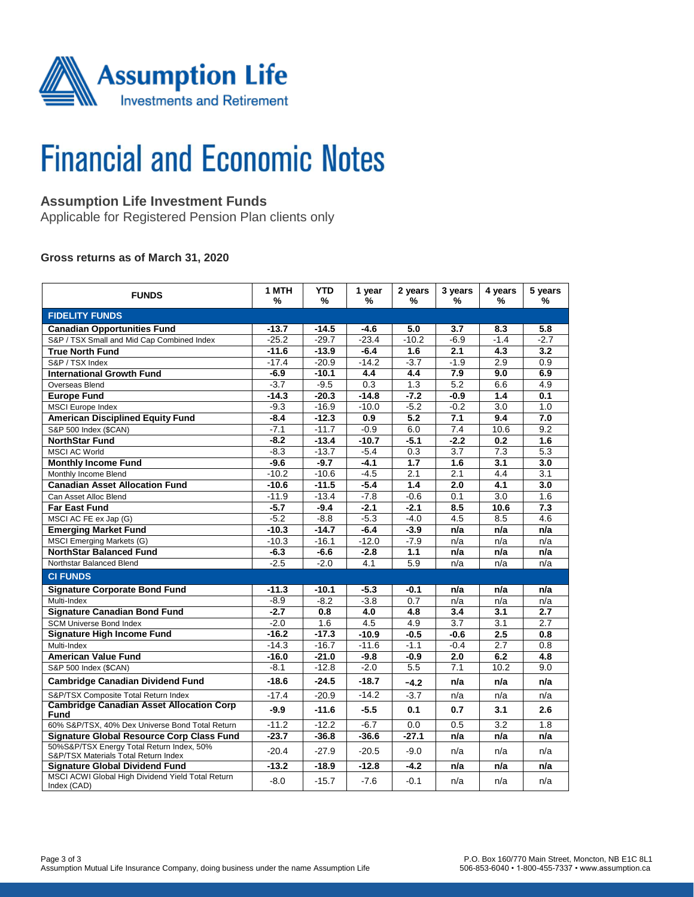# Financial and Economic Notes

## Assumption Life Investment Funds

Applicable for Registered Pension Plan clients only

### Gross returns as of March 31, 2020

| FUNDS | 1 MTH % | YTD % | 1 year % | 2 years % | 3 years % | 4 years % | 5 years % |
|---|---|---|---|---|---|---|---|
| **FIDELITY FUNDS** | | | | | | | |
| **Canadian Opportunities Fund** | **-13.7** | **-14.5** | **-4.6** | **5.0** | **3.7** | **8.3** | **5.8** |
| S&P / TSX Small and Mid Cap Combined Index | -25.2 | -29.7 | -23.4 | -10.2 | -6.9 | -1.4 | -2.7 |
| **True North Fund** | **-11.6** | **-13.9** | **-6.4** | **1.6** | **2.1** | **4.3** | **3.2** |
| S&P / TSX Index | -17.4 | -20.9 | -14.2 | -3.7 | -1.9 | 2.9 | 0.9 |
| **International Growth Fund** | **-6.9** | **-10.1** | **4.4** | **4.4** | **7.9** | **9.0** | **6.9** |
| Overseas Blend | -3.7 | -9.5 | 0.3 | 1.3 | 5.2 | 6.6 | 4.9 |
| **Europe Fund** | **-14.3** | **-20.3** | **-14.8** | **-7.2** | **-0.9** | **1.4** | **0.1** |
| MSCI Europe Index | -9.3 | -16.9 | -10.0 | -5.2 | -0.2 | 3.0 | 1.0 |
| **American Disciplined Equity Fund** | **-8.4** | **-12.3** | **0.9** | **5.2** | **7.1** | **9.4** | **7.0** |
| S&P 500 Index ($CAN) | -7.1 | -11.7 | -0.9 | 6.0 | 7.4 | 10.6 | 9.2 |
| **NorthStar Fund** | **-8.2** | **-13.4** | **-10.7** | **-5.1** | **-2.2** | **0.2** | **1.6** |
| MSCI AC World | -8.3 | -13.7 | -5.4 | 0.3 | 3.7 | 7.3 | 5.3 |
| **Monthly Income Fund** | **-9.6** | **-9.7** | **-4.1** | **1.7** | **1.6** | **3.1** | **3.0** |
| Monthly Income Blend | -10.2 | -10.6 | -4.5 | 2.1 | 2.1 | 4.4 | 3.1 |
| **Canadian Asset Allocation Fund** | **-10.6** | **-11.5** | **-5.4** | **1.4** | **2.0** | **4.1** | **3.0** |
| Can Asset Alloc Blend | -11.9 | -13.4 | -7.8 | -0.6 | 0.1 | 3.0 | 1.6 |
| **Far East Fund** | **-5.7** | **-9.4** | **-2.1** | **-2.1** | **8.5** | **10.6** | **7.3** |
| MSCI AC FE ex Jap (G) | -5.2 | -8.8 | -5.3 | -4.0 | 4.5 | 8.5 | 4.6 |
| **Emerging Market Fund** | **-10.3** | **-14.7** | **-6.4** | **-3.9** | **n/a** | **n/a** | **n/a** |
| MSCI Emerging Markets (G) | -10.3 | -16.1 | -12.0 | -7.9 | n/a | n/a | n/a |
| **NorthStar Balanced Fund** | **-6.3** | **-6.6** | **-2.8** | **1.1** | **n/a** | **n/a** | **n/a** |
| Northstar Balanced Blend | -2.5 | -2.0 | 4.1 | 5.9 | n/a | n/a | n/a |
| **CI FUNDS** | | | | | | | |
| **Signature Corporate Bond Fund** | **-11.3** | **-10.1** | **-5.3** | **-0.1** | **n/a** | **n/a** | **n/a** |
| Multi-Index | -8.9 | -8.2 | -3.8 | 0.7 | n/a | n/a | n/a |
| **Signature Canadian Bond Fund** | **-2.7** | **0.8** | **4.0** | **4.8** | **3.4** | **3.1** | **2.7** |
| SCM Universe Bond Index | -2.0 | 1.6 | 4.5 | 4.9 | 3.7 | 3.1 | 2.7 |
| **Signature High Income Fund** | **-16.2** | **-17.3** | **-10.9** | **-0.5** | **-0.6** | **2.5** | **0.8** |
| Multi-Index | -14.3 | -16.7 | -11.6 | -1.1 | -0.4 | 2.7 | 0.8 |
| **American Value Fund** | **-16.0** | **-21.0** | **-9.8** | **-0.9** | **2.0** | **6.2** | **4.8** |
| S&P 500 Index ($CAN) | -8.1 | -12.8 | -2.0 | 5.5 | 7.1 | 10.2 | 9.0 |
| **Cambridge Canadian Dividend Fund** | **-18.6** | **-24.5** | **-18.7** | **-4.2** | **n/a** | **n/a** | **n/a** |
| S&P/TSX Composite Total Return Index | -17.4 | -20.9 | -14.2 | -3.7 | n/a | n/a | n/a |
| **Cambridge Canadian Asset Allocation Corp Fund** | **-9.9** | **-11.6** | **-5.5** | **0.1** | **0.7** | **3.1** | **2.6** |
| 60% S&P/TSX, 40% Dex Universe Bond Total Return | -11.2 | -12.2 | -6.7 | 0.0 | 0.5 | 3.2 | 1.8 |
| **Signature Global Resource Corp Class Fund** | **-23.7** | **-36.8** | **-36.6** | **-27.1** | **n/a** | **n/a** | **n/a** |
| 50%S&P/TSX Energy Total Return Index, 50% S&P/TSX Materials Total Return Index | -20.4 | -27.9 | -20.5 | -9.0 | n/a | n/a | n/a |
| **Signature Global Dividend Fund** | **-13.2** | **-18.9** | **-12.8** | **-4.2** | **n/a** | **n/a** | **n/a** |
| MSCI ACWI Global High Dividend Yield Total Return Index (CAD) | -8.0 | -15.7 | -7.6 | -0.1 | n/a | n/a | n/a |

Assumption Mutual Life Insurance Company, doing business under the name Assumption Life

P.O. Box 160/770 Main Street, Moncton, NB E1C 8L1
506-853-6040 • 1-800-455-7337 • www.assumption.ca